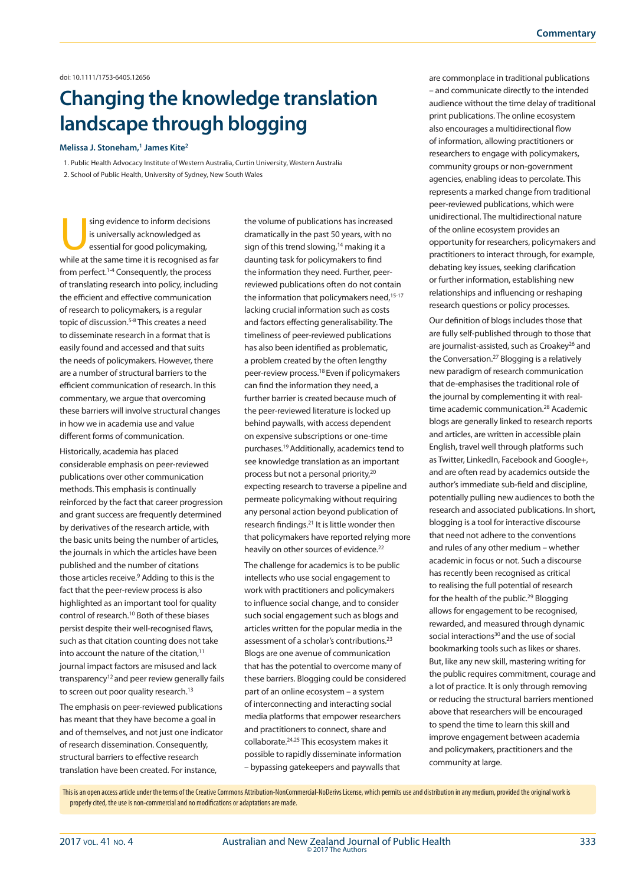doi: 10.1111/1753-6405.12656

# Changing the knowledge translation landscape through blogging

**Melissa J. Stoneham,[1] James Kite[2]**

1. Public Health Advocacy Institute of Western Australia, Curtin University, Western Australia
2. School of Public Health, University of Sydney, New South Wales

Using evidence to inform decisions is universally acknowledged as essential for good policymaking, while at the same time it is recognised as far from perfect.[1-4] Consequently, the process of translating research into policy, including the efficient and effective communication of research to policymakers, is a regular topic of discussion.[5-8] This creates a need to disseminate research in a format that is easily found and accessed and that suits the needs of policymakers. However, there are a number of structural barriers to the efficient communication of research. In this commentary, we argue that overcoming these barriers will involve structural changes in how we in academia use and value different forms of communication.

Historically, academia has placed considerable emphasis on peer-reviewed publications over other communication methods. This emphasis is continually reinforced by the fact that career progression and grant success are frequently determined by derivatives of the research article, with the basic units being the number of articles, the journals in which the articles have been published and the number of citations those articles receive.[9] Adding to this is the fact that the peer-review process is also highlighted as an important tool for quality control of research.[10] Both of these biases persist despite their well-recognised flaws, such as that citation counting does not take into account the nature of the citation,[11] journal impact factors are misused and lack transparency[12] and peer review generally fails to screen out poor quality research.[13]

The emphasis on peer-reviewed publications has meant that they have become a goal in and of themselves, and not just one indicator of research dissemination. Consequently, structural barriers to effective research translation have been created. For instance, the volume of publications has increased dramatically in the past 50 years, with no sign of this trend slowing,[14] making it a daunting task for policymakers to find the information they need. Further, peer-reviewed publications often do not contain the information that policymakers need,[15-17] lacking crucial information such as costs and factors effecting generalisability. The timeliness of peer-reviewed publications has also been identified as problematic, a problem created by the often lengthy peer-review process.[18] Even if policymakers can find the information they need, a further barrier is created because much of the peer-reviewed literature is locked up behind paywalls, with access dependent on expensive subscriptions or one-time purchases.[19] Additionally, academics tend to see knowledge translation as an important process but not a personal priority,[20] expecting research to traverse a pipeline and permeate policymaking without requiring any personal action beyond publication of research findings.[21] It is little wonder then that policymakers have reported relying more heavily on other sources of evidence.[22]

The challenge for academics is to be public intellects who use social engagement to work with practitioners and policymakers to influence social change, and to consider such social engagement such as blogs and articles written for the popular media in the assessment of a scholar's contributions.[23] Blogs are one avenue of communication that has the potential to overcome many of these barriers. Blogging could be considered part of an online ecosystem – a system of interconnecting and interacting social media platforms that empower researchers and practitioners to connect, share and collaborate.[24,25] This ecosystem makes it possible to rapidly disseminate information – bypassing gatekeepers and paywalls that are commonplace in traditional publications – and communicate directly to the intended audience without the time delay of traditional print publications. The online ecosystem also encourages a multidirectional flow of information, allowing practitioners or researchers to engage with policymakers, community groups or non-government agencies, enabling ideas to percolate. This represents a marked change from traditional peer-reviewed publications, which were unidirectional. The multidirectional nature of the online ecosystem provides an opportunity for researchers, policymakers and practitioners to interact through, for example, debating key issues, seeking clarification or further information, establishing new relationships and influencing or reshaping research questions or policy processes.

Our definition of blogs includes those that are fully self-published through to those that are journalist-assisted, such as Croakey[26] and the Conversation.[27] Blogging is a relatively new paradigm of research communication that de-emphasises the traditional role of the journal by complementing it with real-time academic communication.[28] Academic blogs are generally linked to research reports and articles, are written in accessible plain English, travel well through platforms such as Twitter, LinkedIn, Facebook and Google+, and are often read by academics outside the author's immediate sub-field and discipline, potentially pulling new audiences to both the research and associated publications. In short, blogging is a tool for interactive discourse that need not adhere to the conventions and rules of any other medium – whether academic in focus or not. Such a discourse has recently been recognised as critical to realising the full potential of research for the health of the public.[29] Blogging allows for engagement to be recognised, rewarded, and measured through dynamic social interactions[30] and the use of social bookmarking tools such as likes or shares. But, like any new skill, mastering writing for the public requires commitment, courage and a lot of practice. It is only through removing or reducing the structural barriers mentioned above that researchers will be encouraged to spend the time to learn this skill and improve engagement between academia and policymakers, practitioners and the community at large.

This is an open access article under the terms of the Creative Commons Attribution-NonCommercial-NoDerivs License, which permits use and distribution in any medium, provided the original work is properly cited, the use is non-commercial and no modifications or adaptations are made.

© 2017 The Authors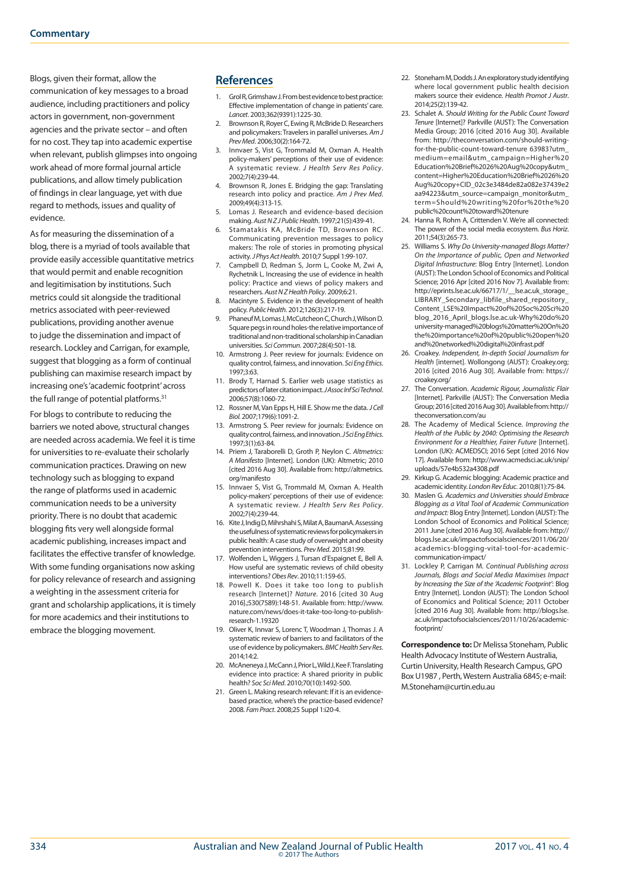Blogs, given their format, allow the communication of key messages to a broad audience, including practitioners and policy actors in government, non-government agencies and the private sector – and often for no cost. They tap into academic expertise when relevant, publish glimpses into ongoing work ahead of more formal journal article publications, and allow timely publication of findings in clear language, yet with due regard to methods, issues and quality of evidence.

As for measuring the dissemination of a blog, there is a myriad of tools available that provide easily accessible quantitative metrics that would permit and enable recognition and legitimisation by institutions. Such metrics could sit alongside the traditional metrics associated with peer-reviewed publications, providing another avenue to judge the dissemination and impact of research. Lockley and Carrigan, for example, suggest that blogging as a form of continual publishing can maximise research impact by increasing one's 'academic footprint' across the full range of potential platforms.[31]

For blogs to contribute to reducing the barriers we noted above, structural changes are needed across academia. We feel it is time for universities to re-evaluate their scholarly communication practices. Drawing on new technology such as blogging to expand the range of platforms used in academic communication needs to be a university priority. There is no doubt that academic blogging fits very well alongside formal academic publishing, increases impact and facilitates the effective transfer of knowledge. With some funding organisations now asking for policy relevance of research and assigning a weighting in the assessment criteria for grant and scholarship applications, it is timely for more academics and their institutions to embrace the blogging movement.

## References

1. Grol R, Grimshaw J. From best evidence to best practice: Effective implementation of change in patients' care. *Lancet*. 2003;362(9391):1225-30.
2. Brownson R, Royer C, Ewing R, McBride D. Researchers and policymakers: Travelers in parallel universes. *Am J Prev Med*. 2006;30(2):164-72.
3. Innvaer S, Vist G, Trommald M, Oxman A. Health policy-makers' perceptions of their use of evidence: A systematic review. *J Health Serv Res Policy*. 2002;7(4):239-44.
4. Brownson R, Jones E. Bridging the gap: Translating research into policy and practice. *Am J Prev Med*. 2009;49(4):313-15.
5. Lomas J. Research and evidence-based decision making. *Aust N Z J Public Health*. 1997;21(5):439-41.
6. Stamatakis KA, McBride TD, Brownson RC. Communicating prevention messages to policy makers: The role of stories in promoting physical activity. *J Phys Act Health*. 2010;7 Suppl 1:99-107.
7. Campbell D, Redman S, Jorm L, Cooke M, Zwi A, Rychetnik L. Increasing the use of evidence in health policy: Practice and views of policy makers and researchers. *Aust N Z Health Policy*. 2009;6:21.
8. Macintyre S. Evidence in the development of health policy. *Public Health*. 2012;126(3):217-19.
9. Phaneuf M, Lomas J, McCutcheon C, Church J, Wilson D. Square pegs in round holes-the relative importance of traditional and non-traditional scholarship in Canadian universities. *Sci Commun*. 2007;28(4):501-18.
10. Armstrong J. Peer review for journals: Evidence on quality control, fairness, and innovation. *Sci Eng Ethics*. 1997;3:63.
11. Brody T, Harnad S. Earlier web usage statistics as predictors of later citation impact. *J Assoc Inf Sci Technol*. 2006;57(8):1060-72.
12. Rossner M, Van Epps H, Hill E. Show me the data. *J Cell Biol*. 2007;179(6):1091-2.
13. Armstrong S. Peer review for journals: Evidence on quality control, fairness, and innovation. *J Sci Eng Ethics*. 1997;3(1):63-84.
14. Priem J, Taraborelli D, Groth P, Neylon C. *Altmetrics: A Manifesto* [Internet]. London (UK): Altmetric; 2010 [cited 2016 Aug 30]. Available from: http://altmetrics.org/manifesto
15. Innvaer S, Vist G, Trommald M, Oxman A. Health policy-makers' perceptions of their use of evidence: A systematic review. *J Health Serv Res Policy*. 2002;7(4):239-44.
16. Kite J, Indig D, Mihrshahi S, Milat A, Bauman A. Assessing the usefulness of systematic reviews for policymakers in public health: A case study of overweight and obesity prevention interventions. *Prev Med*. 2015;81:99.
17. Wolfenden L, Wiggers J, Tursan d'Espaignet E, Bell A. How useful are systematic reviews of child obesity interventions? *Obes Rev*. 2010;11:159-65.
18. Powell K. Does it take too long to publish research [Internet]? *Nature*. 2016 [cited 30 Aug 2016],;530(7589):148-51. Available from: http://www.nature.com/news/does-it-take-too-long-to-publish-research-1.19320
19. Oliver K, Innvar S, Lorenc T, Woodman J, Thomas J. A systematic review of barriers to and facilitators of the use of evidence by policymakers. *BMC Health Serv Res*. 2014;14:2.
20. McAneneya J, McCann J, Prior L, Wild J, Kee F. Translating evidence into practice: A shared priority in public health? *Soc Sci Med*. 2010;70(10):1492-500.
21. Green L. Making research relevant: If it is an evidence-based practice, where's the practice-based evidence? 2008. *Fam Pract*. 2008;25 Suppl 1:i20-4.
22. Stoneham M, Dodds J. An exploratory study identifying where local government public health decision makers source their evidence. *Health Promot J Austr*. 2014;25(2):139-42.
23. Schalet A. *Should Writing for the Public Count Toward Tenure* [Internet]? Parkville (AUST): The Conversation Media Group; 2016 [cited 2016 Aug 30]. Available from: http://theconversation.com/should-writing-for-the-public-count-toward-tenure 63983?utm_medium=email&utm_campaign=Higher%20Education%20Brief%2026%20Aug%20copy&utm_content=Higher%20Education%20Brief%2026%20Aug%20copy+CID_02c3e3484de82a082e37439e2aa94223&utm_source=campaign_monitor&utm_term=Should%20writing%20for%20the%20public%20count%20toward%20tenure
24. Hanna R, Rohm A, Crittenden V. We're all connected: The power of the social media ecosystem. *Bus Horiz*. 2011;54(3):265-73.
25. Williams S. *Why Do University-managed Blogs Matter? On the Importance of public, Open and Networked Digital Infrastructure*: Blog Entry [Internet]. London (AUST): The London School of Economics and Political Science; 2016 Apr [cited 2016 Nov 7]. Available from: http://eprints.lse.ac.uk/66717/1/__lse.ac.uk_storage_LIBRARY_Secondary_libfile_shared_repository_Content_LSE%20Impact%20of%20Soc%20Sci%20blog_2016_April_blogs.lse.ac.uk-Why%20do%20university-managed%20blogs%20matter%20On%20the%20importance%20of%20public%20open%20and%20networked%20digital%20infrast.pdf
26. Croakey. *Independent, In-depth Social Journalism for Health* [internet]. Wollongong (AUST): Croakey.org; 2016 [cited 2016 Aug 30]. Available from: https://croakey.org/
27. The Conversation. *Academic Rigour, Journalistic Flair* [Internet]. Parkville (AUST): The Conversation Media Group; 2016 [cited 2016 Aug 30]. Available from: http://theconversation.com/au
28. The Academy of Medical Science. *Improving the Health of the Public by 2040: Optimising the Research Environment for a Healthier, Fairer Future* [Internet]. London (UK): ACMEDSCI; 2016 Sept [cited 2016 Nov 17]. Available from: http://www.acmedsci.ac.uk/snip/uploads/57e4b532a4308.pdf
29. Kirkup G. Academic blogging: Academic practice and academic identity. *London Rev Educ*. 2010;8(1):75-84.
30. Maslen G. *Academics and Universities should Embrace Blogging as a Vital Tool of Academic Communication and Impact*: Blog Entry [Internet]. London (AUST): The London School of Economics and Political Science; 2011 June [cited 2016 Aug 30]. Available from: http://blogs.lse.ac.uk/impactofsocialsciences/2011/06/20/academics-blogging-vital-tool-for-academic-communication-impact/
31. Lockley P, Carrigan M. *Continual Publishing across Journals, Blogs and Social Media Maximises Impact by Increasing the Size of the 'Academic Footprint'*: Blog Entry [Internet]. London (AUST): The London School of Economics and Political Science; 2011 October [cited 2016 Aug 30]. Available from: http://blogs.lse.ac.uk/impactofsocialsciences/2011/10/26/academic-footprint/

**Correspondence to:** Dr Melissa Stoneham, Public Health Advocacy Institute of Western Australia, Curtin University, Health Research Campus, GPO Box U1987 , Perth, Western Australia 6845; e-mail: M.Stoneham@curtin.edu.au